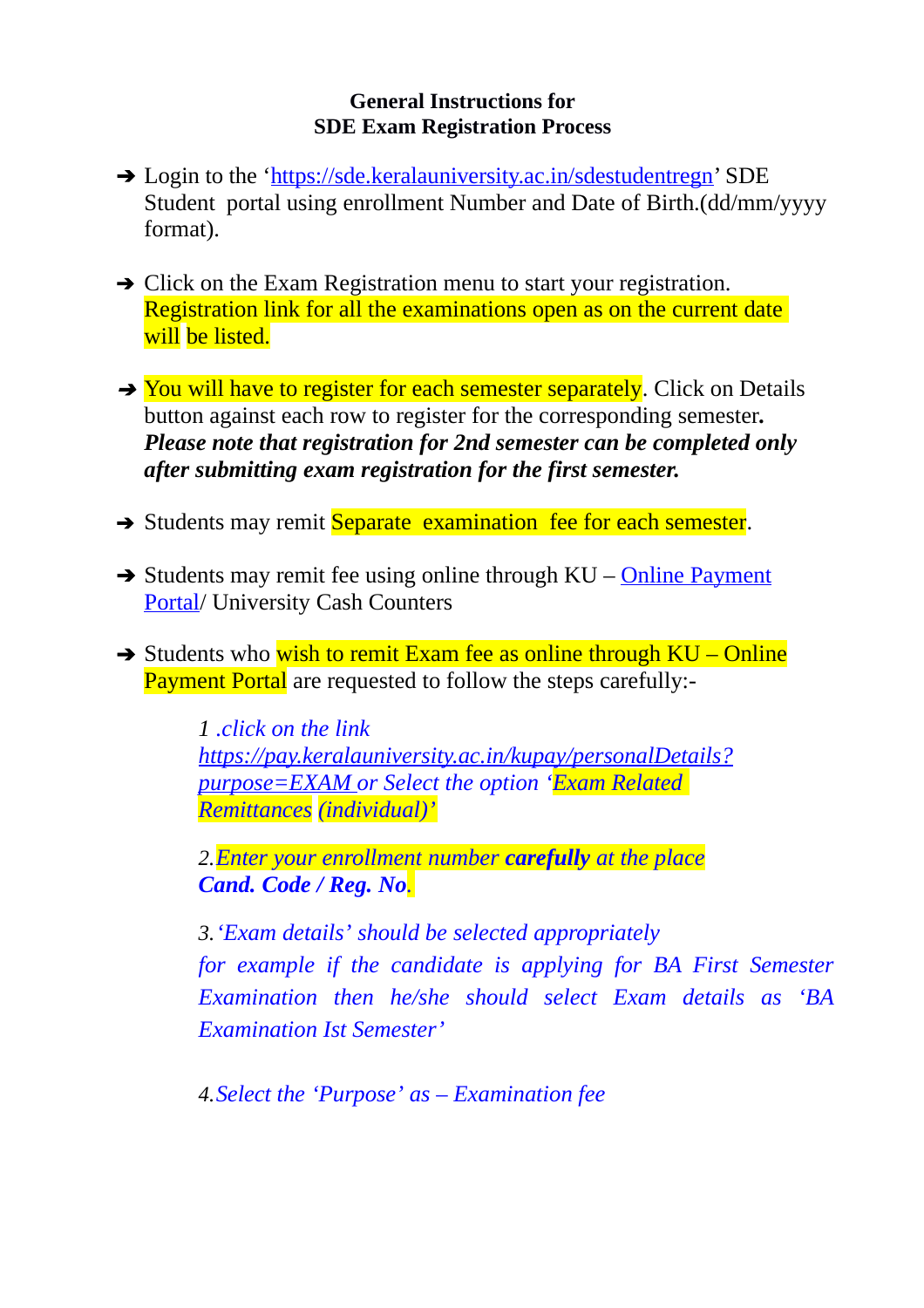**General Instructions for**
**SDE Exam Registration Process**

- ➔ Login to the '[https://sde.keralauniversity.ac.in/sdestudentregn](https://sde.keralauniversity.ac.in/sdestudentregn)' SDE Student portal using enrollment Number and Date of Birth.(dd/mm/yyyy format).

- ➔ Click on the Exam Registration menu to start your registration. Registration link for all the examinations open as on the current date will be listed.

- ➔ You will have to register for each semester separately. Click on Details button against each row to register for the corresponding semester. ***Please note that registration for 2nd semester can be completed only after submitting exam registration for the first semester.***

- ➔ Students may remit Separate examination fee for each semester.

- ➔ Students may remit fee using online through KU – Online Payment Portal/ University Cash Counters

- ➔ Students who wish to remit Exam fee as online through KU – Online Payment Portal are requested to follow the steps carefully:-

  *1 .click on the link [https://pay.keralauniversity.ac.in/kupay/personalDetails?purpose=EXAM](https://pay.keralauniversity.ac.in/kupay/personalDetails?purpose=EXAM) or Select the option 'Exam Related Remittances (individual)'*

  *2.Enter your enrollment number **carefully** at the place **Cand. Code / Reg. No**.*

  *3.'Exam details' should be selected appropriately for example if the candidate is applying for BA First Semester Examination then he/she should select Exam details as 'BA Examination Ist Semester'*

  *4.Select the 'Purpose' as – Examination fee*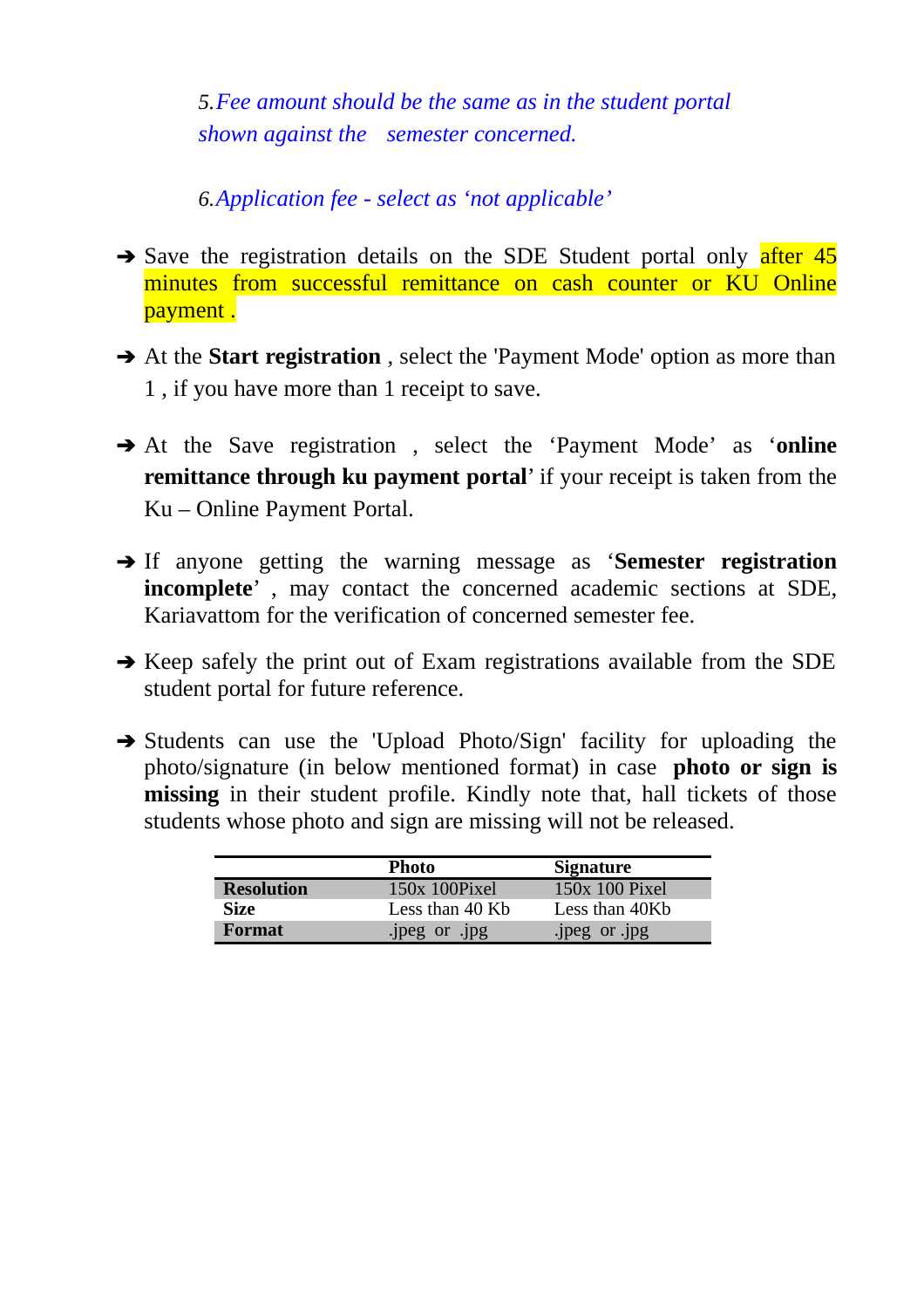*5.Fee amount should be the same as in the student portal shown against the semester concerned.*

*6.Application fee - select as 'not applicable'*

- ➔ Save the registration details on the SDE Student portal only after 45 minutes from successful remittance on cash counter or KU Online payment .
- ➔ At the **Start registration** , select the 'Payment Mode' option as more than 1 , if you have more than 1 receipt to save.
- ➔ At the Save registration , select the 'Payment Mode' as '**online remittance through ku payment portal**' if your receipt is taken from the Ku – Online Payment Portal.
- ➔ If anyone getting the warning message as '**Semester registration incomplete**' , may contact the concerned academic sections at SDE, Kariavattom for the verification of concerned semester fee.
- ➔ Keep safely the print out of Exam registrations available from the SDE student portal for future reference.
- ➔ Students can use the 'Upload Photo/Sign' facility for uploading the photo/signature (in below mentioned format) in case **photo or sign is missing** in their student profile. Kindly note that, hall tickets of those students whose photo and sign are missing will not be released.

| | **Photo** | **Signature** |
|---|---|---|
| **Resolution** | 150x 100Pixel | 150x 100 Pixel |
| **Size** | Less than 40 Kb | Less than 40Kb |
| **Format** | .jpeg or .jpg | .jpeg or .jpg |